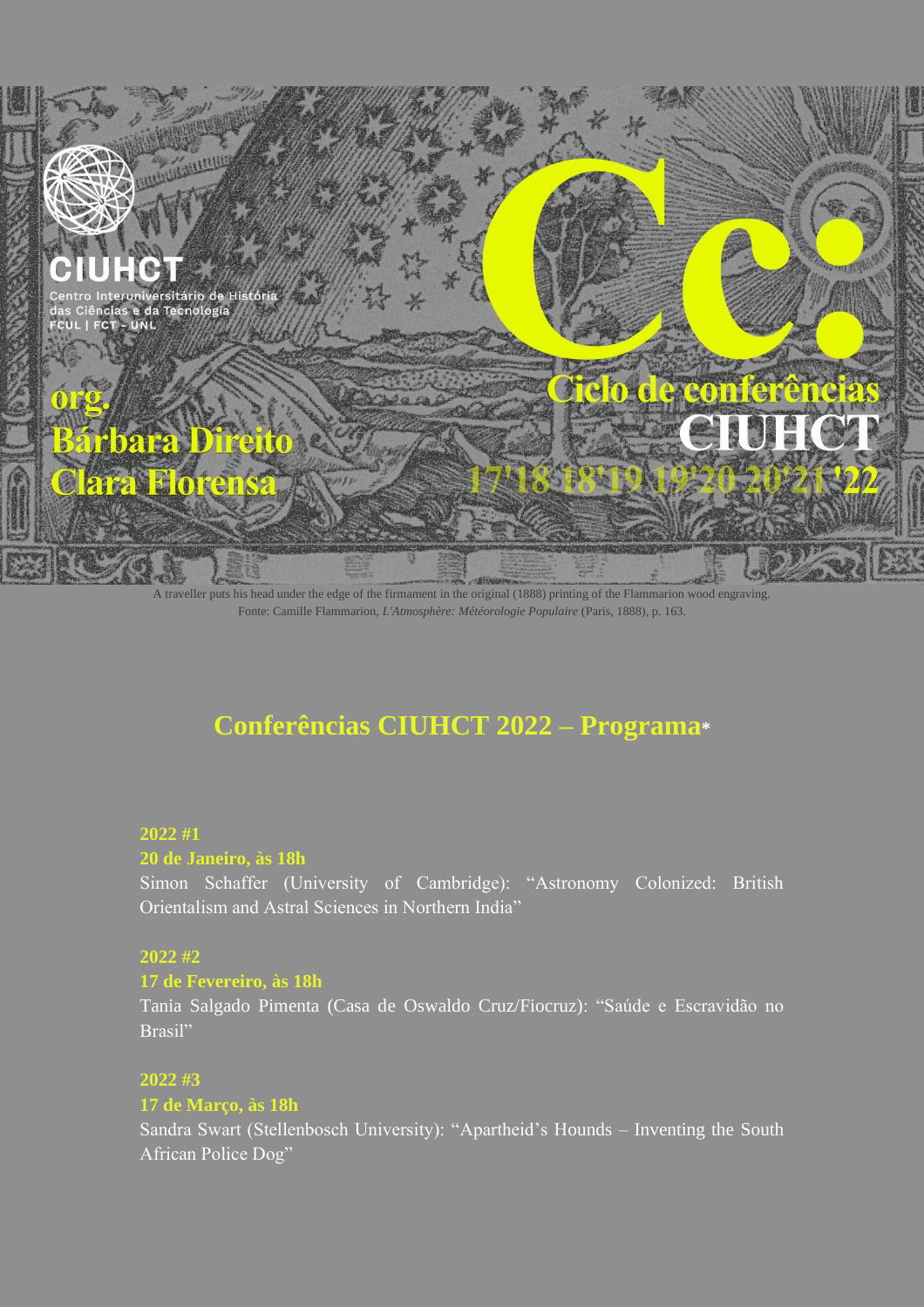CIUHCT

Centro Interuniversitário de História das Ciências e da Tecnologia
FCUL | FCT - UNL

org.
Bárbara Direito
Clara Florensa

Cc:
Ciclo de conferências
CIUHCT
17'18 18'19 19'20 20'21 '22

A traveller puts his head under the edge of the firmament in the original (1888) printing of the Flammarion wood engraving.
Fonte: Camille Flammarion, *L'Atmosphère: Météorologie Populaire* (Paris, 1888), p. 163.

## Conferências CIUHCT 2022 – Programa*

**2022 #1**
**20 de Janeiro, às 18h**
Simon Schaffer (University of Cambridge): "Astronomy Colonized: British Orientalism and Astral Sciences in Northern India"

**2022 #2**
**17 de Fevereiro, às 18h**
Tania Salgado Pimenta (Casa de Oswaldo Cruz/Fiocruz): "Saúde e Escravidão no Brasil"

**2022 #3**
**17 de Março, às 18h**
Sandra Swart (Stellenbosch University): "Apartheid's Hounds – Inventing the South African Police Dog"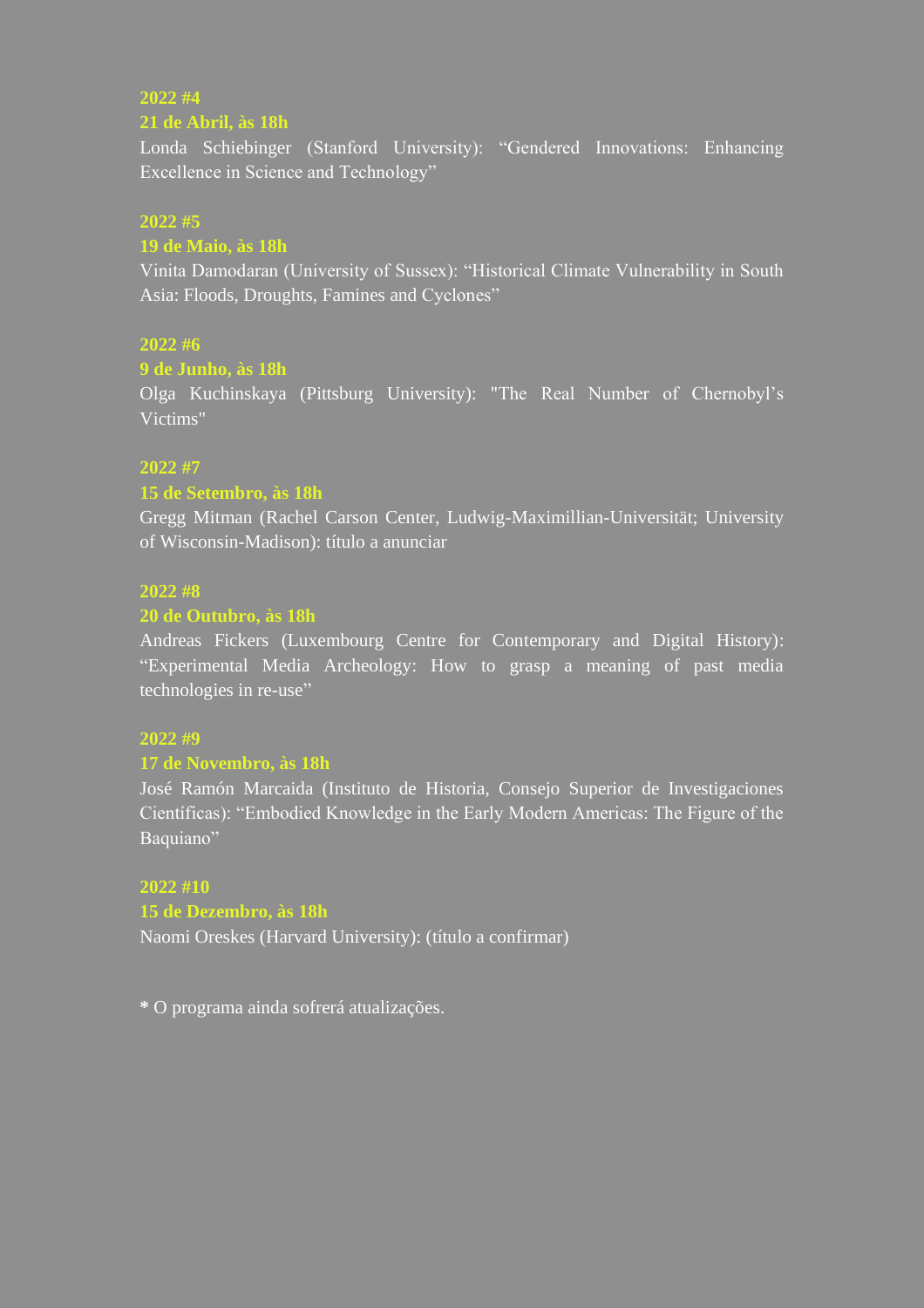**2022 #4**
**21 de Abril, às 18h**
Londa Schiebinger (Stanford University): "Gendered Innovations: Enhancing Excellence in Science and Technology"

**2022 #5**
**19 de Maio, às 18h**
Vinita Damodaran (University of Sussex): "Historical Climate Vulnerability in South Asia: Floods, Droughts, Famines and Cyclones"

**2022 #6**
**9 de Junho, às 18h**
Olga Kuchinskaya (Pittsburg University): "The Real Number of Chernobyl's Victims"

**2022 #7**
**15 de Setembro, às 18h**
Gregg Mitman (Rachel Carson Center, Ludwig-Maximillian-Universität; University of Wisconsin-Madison): título a anunciar

**2022 #8**
**20 de Outubro, às 18h**
Andreas Fickers (Luxembourg Centre for Contemporary and Digital History): "Experimental Media Archeology: How to grasp a meaning of past media technologies in re-use"

**2022 #9**
**17 de Novembro, às 18h**
José Ramón Marcaida (Instituto de Historia, Consejo Superior de Investigaciones Científicas): "Embodied Knowledge in the Early Modern Americas: The Figure of the Baquiano"

**2022 #10**
**15 de Dezembro, às 18h**
Naomi Oreskes (Harvard University): (título a confirmar)

**\*** O programa ainda sofrerá atualizações.